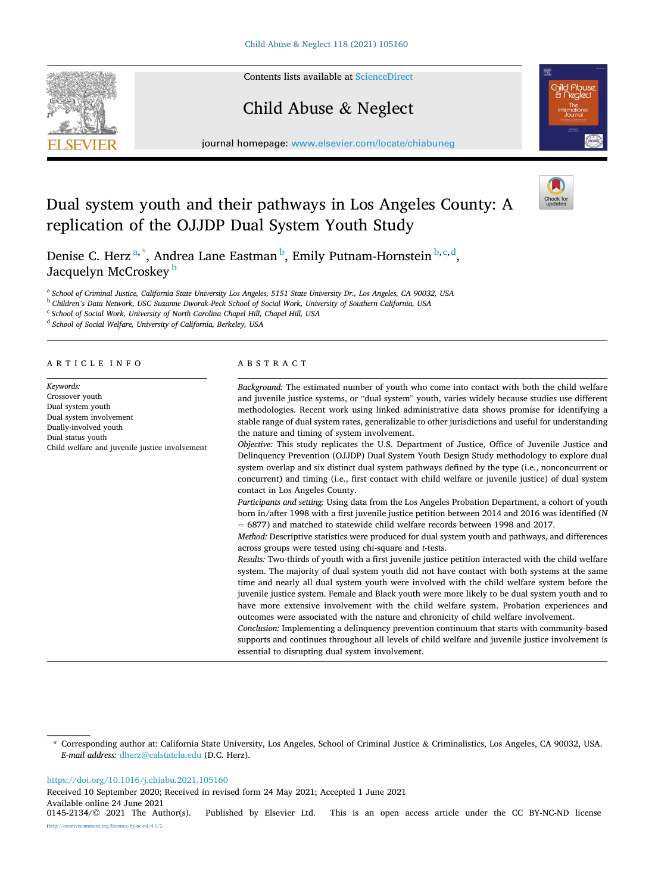# Dual system youth and their pathways in Los Angeles County: A replication of the OJJDP Dual System Youth Study

Denise C. Herz[a,*], Andrea Lane Eastman[b], Emily Putnam-Hornstein[b,c,d], Jacquelyn McCroskey[b]

[a] School of Criminal Justice, California State University Los Angeles, 5151 State University Dr., Los Angeles, CA 90032, USA
[b] Children's Data Network, USC Suzanne Dworak-Peck School of Social Work, University of Southern California, USA
[c] School of Social Work, University of North Carolina Chapel Hill, Chapel Hill, USA
[d] School of Social Welfare, University of California, Berkeley, USA

## ARTICLE INFO

*Keywords:*
Crossover youth
Dual system youth
Dual system involvement
Dually-involved youth
Dual status youth
Child welfare and juvenile justice involvement

## ABSTRACT

*Background:* The estimated number of youth who come into contact with both the child welfare and juvenile justice systems, or "dual system" youth, varies widely because studies use different methodologies. Recent work using linked administrative data shows promise for identifying a stable range of dual system rates, generalizable to other jurisdictions and useful for understanding the nature and timing of system involvement.

*Objective:* This study replicates the U.S. Department of Justice, Office of Juvenile Justice and Delinquency Prevention (OJJDP) Dual System Youth Design Study methodology to explore dual system overlap and six distinct dual system pathways defined by the type (i.e., nonconcurrent or concurrent) and timing (i.e., first contact with child welfare or juvenile justice) of dual system contact in Los Angeles County.

*Participants and setting:* Using data from the Los Angeles Probation Department, a cohort of youth born in/after 1998 with a first juvenile justice petition between 2014 and 2016 was identified (*N* = 6877) and matched to statewide child welfare records between 1998 and 2017.

*Method:* Descriptive statistics were produced for dual system youth and pathways, and differences across groups were tested using chi-square and *t*-tests.

*Results:* Two-thirds of youth with a first juvenile justice petition interacted with the child welfare system. The majority of dual system youth did not have contact with both systems at the same time and nearly all dual system youth were involved with the child welfare system before the juvenile justice system. Female and Black youth were more likely to be dual system youth and to have more extensive involvement with the child welfare system. Probation experiences and outcomes were associated with the nature and chronicity of child welfare involvement.

*Conclusion:* Implementing a delinquency prevention continuum that starts with community-based supports and continues throughout all levels of child welfare and juvenile justice involvement is essential to disrupting dual system involvement.

---

\* Corresponding author at: California State University, Los Angeles, School of Criminal Justice & Criminalistics, Los Angeles, CA 90032, USA.
*E-mail address:* dherz@calstatela.edu (D.C. Herz).

https://doi.org/10.1016/j.chiabu.2021.105160
Received 10 September 2020; Received in revised form 24 May 2021; Accepted 1 June 2021
Available online 24 June 2021
0145-2134/© 2021 The Author(s). Published by Elsevier Ltd. This is an open access article under the CC BY-NC-ND license (http://creativecommons.org/licenses/by-nc-nd/4.0/).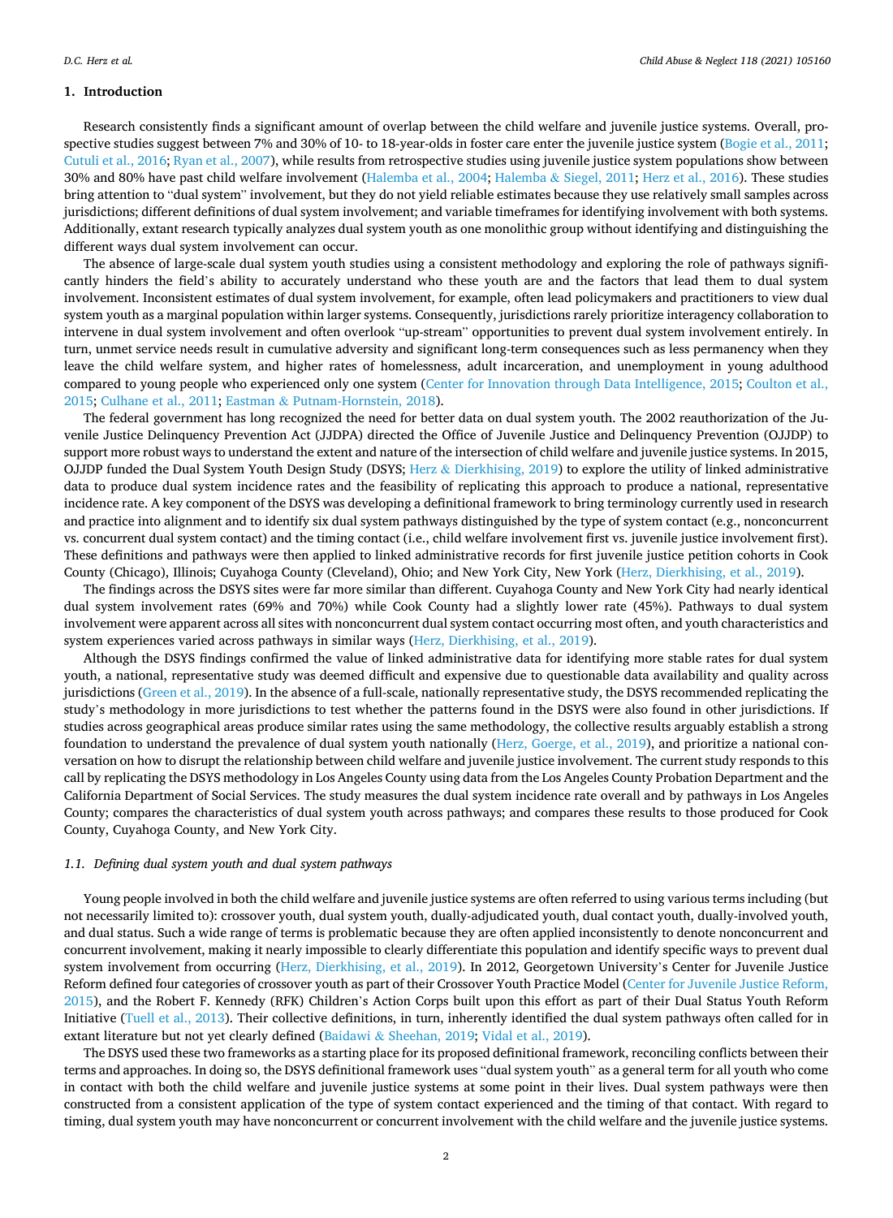## 1. Introduction

Research consistently finds a significant amount of overlap between the child welfare and juvenile justice systems. Overall, prospective studies suggest between 7% and 30% of 10- to 18-year-olds in foster care enter the juvenile justice system (Bogie et al., 2011; Cutuli et al., 2016; Ryan et al., 2007), while results from retrospective studies using juvenile justice system populations show between 30% and 80% have past child welfare involvement (Halemba et al., 2004; Halemba & Siegel, 2011; Herz et al., 2016). These studies bring attention to "dual system" involvement, but they do not yield reliable estimates because they use relatively small samples across jurisdictions; different definitions of dual system involvement; and variable timeframes for identifying involvement with both systems. Additionally, extant research typically analyzes dual system youth as one monolithic group without identifying and distinguishing the different ways dual system involvement can occur.

The absence of large-scale dual system youth studies using a consistent methodology and exploring the role of pathways significantly hinders the field's ability to accurately understand who these youth are and the factors that lead them to dual system involvement. Inconsistent estimates of dual system involvement, for example, often lead policymakers and practitioners to view dual system youth as a marginal population within larger systems. Consequently, jurisdictions rarely prioritize interagency collaboration to intervene in dual system involvement and often overlook "up-stream" opportunities to prevent dual system involvement entirely. In turn, unmet service needs result in cumulative adversity and significant long-term consequences such as less permanency when they leave the child welfare system, and higher rates of homelessness, adult incarceration, and unemployment in young adulthood compared to young people who experienced only one system (Center for Innovation through Data Intelligence, 2015; Coulton et al., 2015; Culhane et al., 2011; Eastman & Putnam-Hornstein, 2018).

The federal government has long recognized the need for better data on dual system youth. The 2002 reauthorization of the Juvenile Justice Delinquency Prevention Act (JJDPA) directed the Office of Juvenile Justice and Delinquency Prevention (OJJDP) to support more robust ways to understand the extent and nature of the intersection of child welfare and juvenile justice systems. In 2015, OJJDP funded the Dual System Youth Design Study (DSYS; Herz & Dierkhising, 2019) to explore the utility of linked administrative data to produce dual system incidence rates and the feasibility of replicating this approach to produce a national, representative incidence rate. A key component of the DSYS was developing a definitional framework to bring terminology currently used in research and practice into alignment and to identify six dual system pathways distinguished by the type of system contact (e.g., nonconcurrent vs. concurrent dual system contact) and the timing contact (i.e., child welfare involvement first vs. juvenile justice involvement first). These definitions and pathways were then applied to linked administrative records for first juvenile justice petition cohorts in Cook County (Chicago), Illinois; Cuyahoga County (Cleveland), Ohio; and New York City, New York (Herz, Dierkhising, et al., 2019).

The findings across the DSYS sites were far more similar than different. Cuyahoga County and New York City had nearly identical dual system involvement rates (69% and 70%) while Cook County had a slightly lower rate (45%). Pathways to dual system involvement were apparent across all sites with nonconcurrent dual system contact occurring most often, and youth characteristics and system experiences varied across pathways in similar ways (Herz, Dierkhising, et al., 2019).

Although the DSYS findings confirmed the value of linked administrative data for identifying more stable rates for dual system youth, a national, representative study was deemed difficult and expensive due to questionable data availability and quality across jurisdictions (Green et al., 2019). In the absence of a full-scale, nationally representative study, the DSYS recommended replicating the study's methodology in more jurisdictions to test whether the patterns found in the DSYS were also found in other jurisdictions. If studies across geographical areas produce similar rates using the same methodology, the collective results arguably establish a strong foundation to understand the prevalence of dual system youth nationally (Herz, Goerge, et al., 2019), and prioritize a national conversation on how to disrupt the relationship between child welfare and juvenile justice involvement. The current study responds to this call by replicating the DSYS methodology in Los Angeles County using data from the Los Angeles County Probation Department and the California Department of Social Services. The study measures the dual system incidence rate overall and by pathways in Los Angeles County; compares the characteristics of dual system youth across pathways; and compares these results to those produced for Cook County, Cuyahoga County, and New York City.

### *1.1. Defining dual system youth and dual system pathways*

Young people involved in both the child welfare and juvenile justice systems are often referred to using various terms including (but not necessarily limited to): crossover youth, dual system youth, dually-adjudicated youth, dual contact youth, dually-involved youth, and dual status. Such a wide range of terms is problematic because they are often applied inconsistently to denote nonconcurrent and concurrent involvement, making it nearly impossible to clearly differentiate this population and identify specific ways to prevent dual system involvement from occurring (Herz, Dierkhising, et al., 2019). In 2012, Georgetown University's Center for Juvenile Justice Reform defined four categories of crossover youth as part of their Crossover Youth Practice Model (Center for Juvenile Justice Reform, 2015), and the Robert F. Kennedy (RFK) Children's Action Corps built upon this effort as part of their Dual Status Youth Reform Initiative (Tuell et al., 2013). Their collective definitions, in turn, inherently identified the dual system pathways often called for in extant literature but not yet clearly defined (Baidawi & Sheehan, 2019; Vidal et al., 2019).

The DSYS used these two frameworks as a starting place for its proposed definitional framework, reconciling conflicts between their terms and approaches. In doing so, the DSYS definitional framework uses "dual system youth" as a general term for all youth who come in contact with both the child welfare and juvenile justice systems at some point in their lives. Dual system pathways were then constructed from a consistent application of the type of system contact experienced and the timing of that contact. With regard to timing, dual system youth may have nonconcurrent or concurrent involvement with the child welfare and the juvenile justice systems.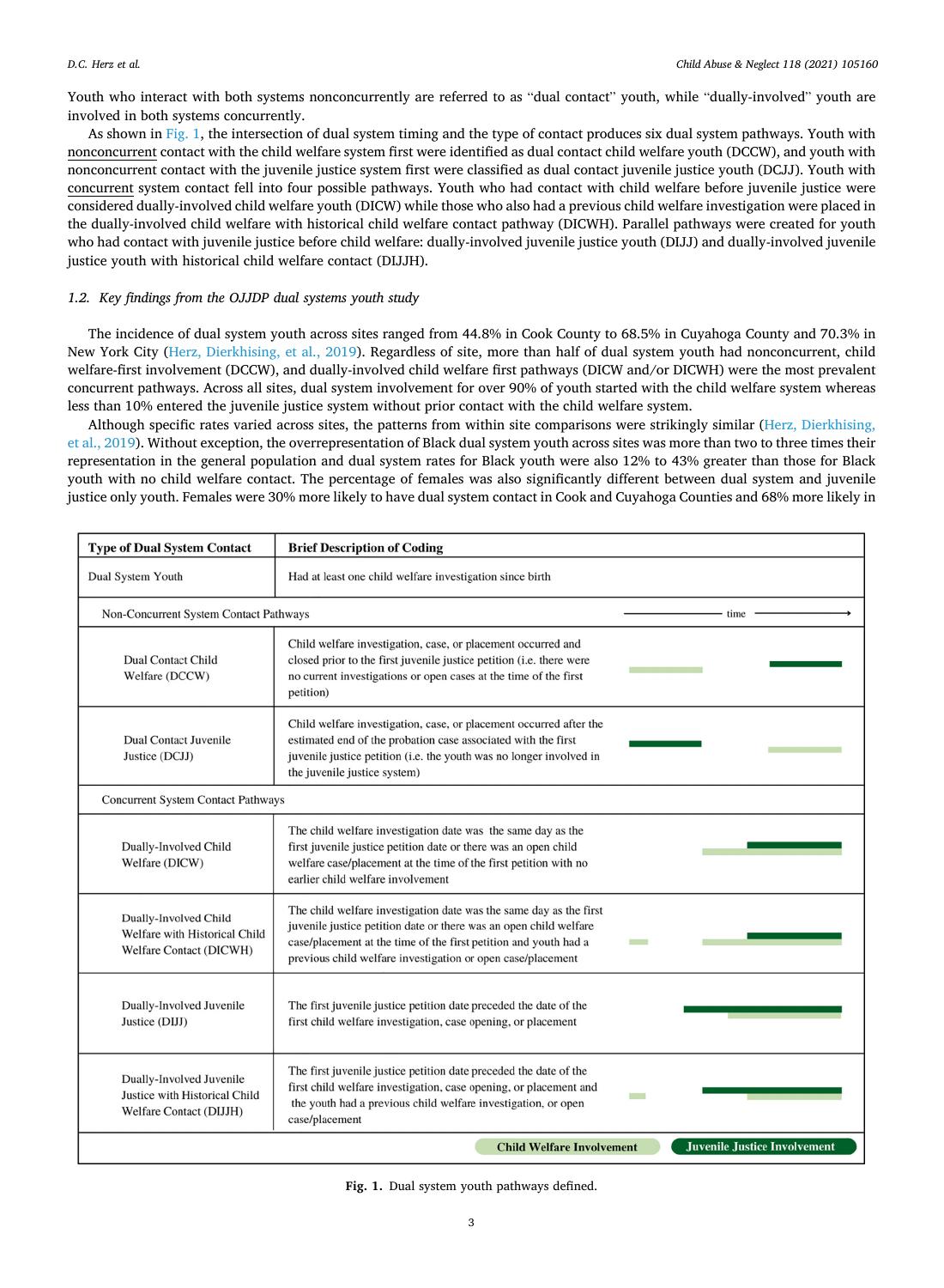Youth who interact with both systems nonconcurrently are referred to as "dual contact" youth, while "dually-involved" youth are involved in both systems concurrently.

As shown in Fig. 1, the intersection of dual system timing and the type of contact produces six dual system pathways. Youth with nonconcurrent contact with the child welfare system first were identified as dual contact child welfare youth (DCCW), and youth with nonconcurrent contact with the juvenile justice system first were classified as dual contact juvenile justice youth (DCJJ). Youth with concurrent system contact fell into four possible pathways. Youth who had contact with child welfare before juvenile justice were considered dually-involved child welfare youth (DICW) while those who also had a previous child welfare investigation were placed in the dually-involved child welfare with historical child welfare contact pathway (DICWH). Parallel pathways were created for youth who had contact with juvenile justice before child welfare: dually-involved juvenile justice youth (DIJJ) and dually-involved juvenile justice youth with historical child welfare contact (DIJJH).

### 1.2. Key findings from the OJJDP dual systems youth study

The incidence of dual system youth across sites ranged from 44.8% in Cook County to 68.5% in Cuyahoga County and 70.3% in New York City (Herz, Dierkhising, et al., 2019). Regardless of site, more than half of dual system youth had nonconcurrent, child welfare-first involvement (DCCW), and dually-involved child welfare first pathways (DICW and/or DICWH) were the most prevalent concurrent pathways. Across all sites, dual system involvement for over 90% of youth started with the child welfare system whereas less than 10% entered the juvenile justice system without prior contact with the child welfare system.

Although specific rates varied across sites, the patterns from within site comparisons were strikingly similar (Herz, Dierkhising, et al., 2019). Without exception, the overrepresentation of Black dual system youth across sites was more than two to three times their representation in the general population and dual system rates for Black youth were also 12% to 43% greater than those for Black youth with no child welfare contact. The percentage of females was also significantly different between dual system and juvenile justice only youth. Females were 30% more likely to have dual system contact in Cook and Cuyahoga Counties and 68% more likely in

| Type of Dual System Contact | Brief Description of Coding |
|---|---|
| Dual System Youth | Had at least one child welfare investigation since birth |
| **Non-Concurrent System Contact Pathways** (time →) | |
| Dual Contact Child Welfare (DCCW) | Child welfare investigation, case, or placement occurred and closed prior to the first juvenile justice petition (i.e. there were no current investigations or open cases at the time of the first petition) |
| Dual Contact Juvenile Justice (DCJJ) | Child welfare investigation, case, or placement occurred after the estimated end of the probation case associated with the first juvenile justice petition (i.e. the youth was no longer involved in the juvenile justice system) |
| **Concurrent System Contact Pathways** | |
| Dually-Involved Child Welfare (DICW) | The child welfare investigation date was the same day as the first juvenile justice petition date or there was an open child welfare case/placement at the time of the first petition with no earlier child welfare involvement |
| Dually-Involved Child Welfare with Historical Child Welfare Contact (DICWH) | The child welfare investigation date was the same day as the first juvenile justice petition date or there was an open child welfare case/placement at the time of the first petition and youth had a previous child welfare investigation or open case/placement |
| Dually-Involved Juvenile Justice (DIJJ) | The first juvenile justice petition date preceded the date of the first child welfare investigation, case opening, or placement |
| Dually-Involved Juvenile Justice with Historical Child Welfare Contact (DIJJH) | The first juvenile justice petition date preceded the date of the first child welfare investigation, case opening, or placement and the youth had a previous child welfare investigation, or open case/placement |

Legend: Child Welfare Involvement; Juvenile Justice Involvement

**Fig. 1.** Dual system youth pathways defined.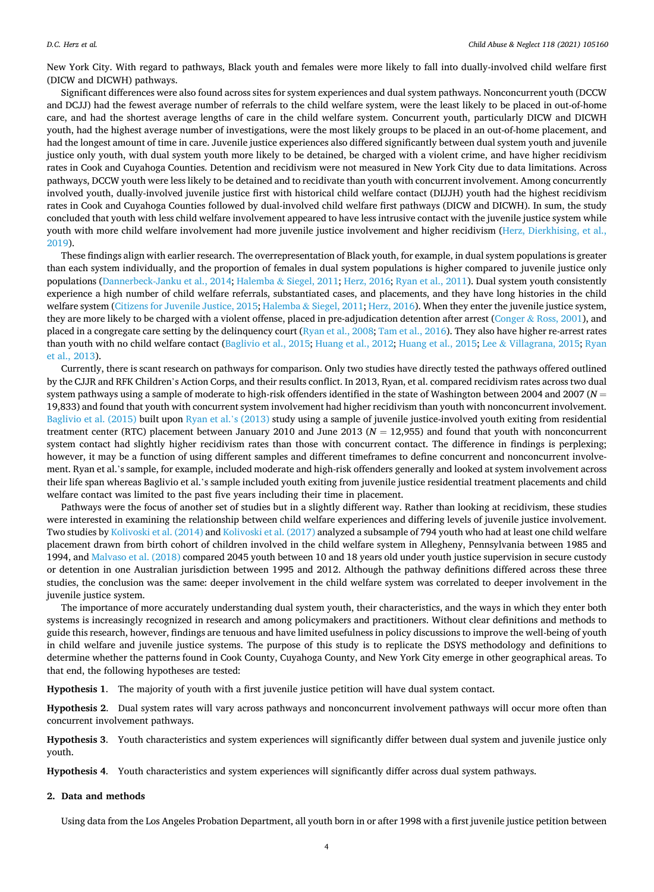New York City. With regard to pathways, Black youth and females were more likely to fall into dually-involved child welfare first (DICW and DICWH) pathways.

Significant differences were also found across sites for system experiences and dual system pathways. Nonconcurrent youth (DCCW and DCJJ) had the fewest average number of referrals to the child welfare system, were the least likely to be placed in out-of-home care, and had the shortest average lengths of care in the child welfare system. Concurrent youth, particularly DICW and DICWH youth, had the highest average number of investigations, were the most likely groups to be placed in an out-of-home placement, and had the longest amount of time in care. Juvenile justice experiences also differed significantly between dual system youth and juvenile justice only youth, with dual system youth more likely to be detained, be charged with a violent crime, and have higher recidivism rates in Cook and Cuyahoga Counties. Detention and recidivism were not measured in New York City due to data limitations. Across pathways, DCCW youth were less likely to be detained and to recidivate than youth with concurrent involvement. Among concurrently involved youth, dually-involved juvenile justice first with historical child welfare contact (DIJJH) youth had the highest recidivism rates in Cook and Cuyahoga Counties followed by dual-involved child welfare first pathways (DICW and DICWH). In sum, the study concluded that youth with less child welfare involvement appeared to have less intrusive contact with the juvenile justice system while youth with more child welfare involvement had more juvenile justice involvement and higher recidivism (Herz, Dierkhising, et al., 2019).

These findings align with earlier research. The overrepresentation of Black youth, for example, in dual system populations is greater than each system individually, and the proportion of females in dual system populations is higher compared to juvenile justice only populations (Dannerbeck-Janku et al., 2014; Halemba & Siegel, 2011; Herz, 2016; Ryan et al., 2011). Dual system youth consistently experience a high number of child welfare referrals, substantiated cases, and placements, and they have long histories in the child welfare system (Citizens for Juvenile Justice, 2015; Halemba & Siegel, 2011; Herz, 2016). When they enter the juvenile justice system, they are more likely to be charged with a violent offense, placed in pre-adjudication detention after arrest (Conger & Ross, 2001), and placed in a congregate care setting by the delinquency court (Ryan et al., 2008; Tam et al., 2016). They also have higher re-arrest rates than youth with no child welfare contact (Baglivio et al., 2015; Huang et al., 2012; Huang et al., 2015; Lee & Villagrana, 2015; Ryan et al., 2013).

Currently, there is scant research on pathways for comparison. Only two studies have directly tested the pathways offered outlined by the CJJR and RFK Children's Action Corps, and their results conflict. In 2013, Ryan, et al. compared recidivism rates across two dual system pathways using a sample of moderate to high-risk offenders identified in the state of Washington between 2004 and 2007 ($N =$ 19,833) and found that youth with concurrent system involvement had higher recidivism than youth with nonconcurrent involvement. Baglivio et al. (2015) built upon Ryan et al.'s (2013) study using a sample of juvenile justice-involved youth exiting from residential treatment center (RTC) placement between January 2010 and June 2013 ($N = 12,955$) and found that youth with nonconcurrent system contact had slightly higher recidivism rates than those with concurrent contact. The difference in findings is perplexing; however, it may be a function of using different samples and different timeframes to define concurrent and nonconcurrent involvement. Ryan et al.'s sample, for example, included moderate and high-risk offenders generally and looked at system involvement across their life span whereas Baglivio et al.'s sample included youth exiting from juvenile justice residential treatment placements and child welfare contact was limited to the past five years including their time in placement.

Pathways were the focus of another set of studies but in a slightly different way. Rather than looking at recidivism, these studies were interested in examining the relationship between child welfare experiences and differing levels of juvenile justice involvement. Two studies by Kolivoski et al. (2014) and Kolivoski et al. (2017) analyzed a subsample of 794 youth who had at least one child welfare placement drawn from birth cohort of children involved in the child welfare system in Allegheny, Pennsylvania between 1985 and 1994, and Malvaso et al. (2018) compared 2045 youth between 10 and 18 years old under youth justice supervision in secure custody or detention in one Australian jurisdiction between 1995 and 2012. Although the pathway definitions differed across these three studies, the conclusion was the same: deeper involvement in the child welfare system was correlated to deeper involvement in the juvenile justice system.

The importance of more accurately understanding dual system youth, their characteristics, and the ways in which they enter both systems is increasingly recognized in research and among policymakers and practitioners. Without clear definitions and methods to guide this research, however, findings are tenuous and have limited usefulness in policy discussions to improve the well-being of youth in child welfare and juvenile justice systems. The purpose of this study is to replicate the DSYS methodology and definitions to determine whether the patterns found in Cook County, Cuyahoga County, and New York City emerge in other geographical areas. To that end, the following hypotheses are tested:

**Hypothesis 1**. The majority of youth with a first juvenile justice petition will have dual system contact.

**Hypothesis 2**. Dual system rates will vary across pathways and nonconcurrent involvement pathways will occur more often than concurrent involvement pathways.

**Hypothesis 3**. Youth characteristics and system experiences will significantly differ between dual system and juvenile justice only youth.

**Hypothesis 4**. Youth characteristics and system experiences will significantly differ across dual system pathways.

## 2. Data and methods

Using data from the Los Angeles Probation Department, all youth born in or after 1998 with a first juvenile justice petition between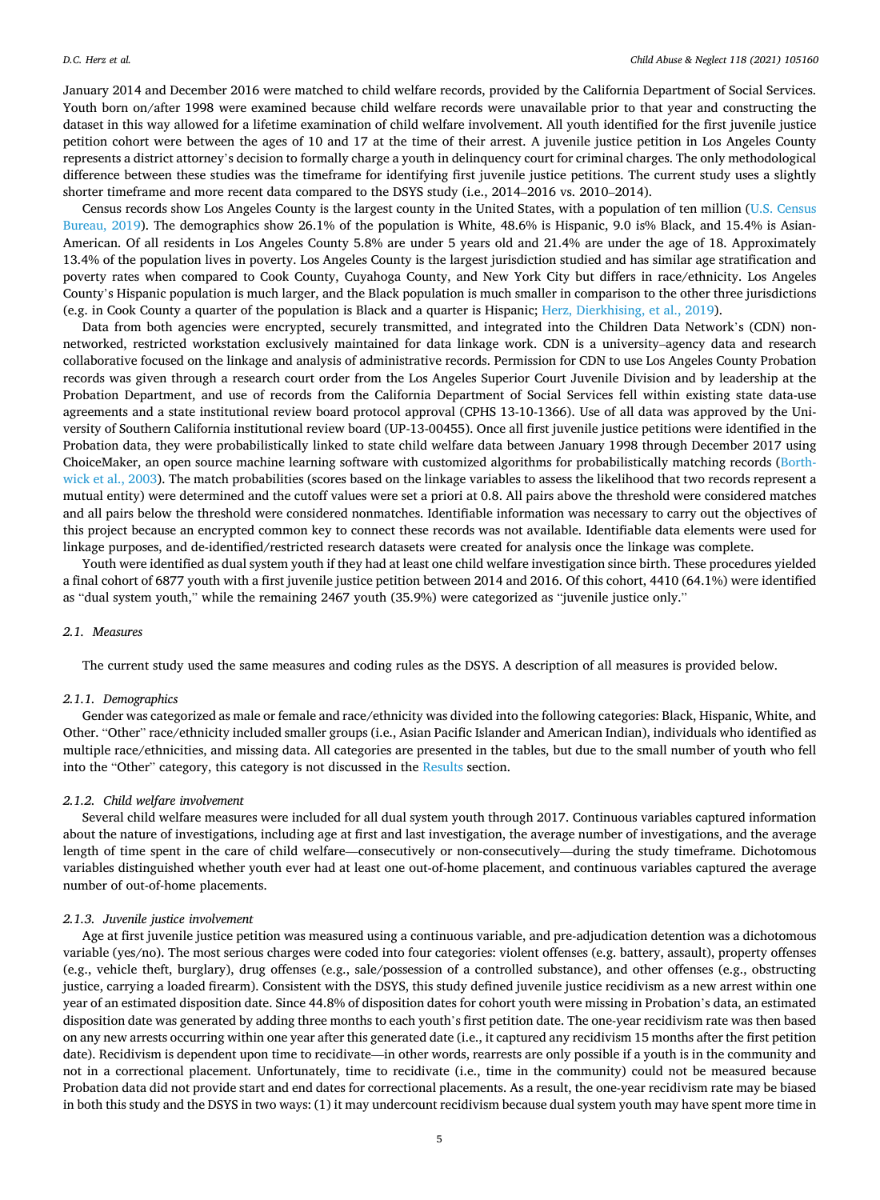January 2014 and December 2016 were matched to child welfare records, provided by the California Department of Social Services. Youth born on/after 1998 were examined because child welfare records were unavailable prior to that year and constructing the dataset in this way allowed for a lifetime examination of child welfare involvement. All youth identified for the first juvenile justice petition cohort were between the ages of 10 and 17 at the time of their arrest. A juvenile justice petition in Los Angeles County represents a district attorney's decision to formally charge a youth in delinquency court for criminal charges. The only methodological difference between these studies was the timeframe for identifying first juvenile justice petitions. The current study uses a slightly shorter timeframe and more recent data compared to the DSYS study (i.e., 2014–2016 vs. 2010–2014).

Census records show Los Angeles County is the largest county in the United States, with a population of ten million (U.S. Census Bureau, 2019). The demographics show 26.1% of the population is White, 48.6% is Hispanic, 9.0 is% Black, and 15.4% is Asian-American. Of all residents in Los Angeles County 5.8% are under 5 years old and 21.4% are under the age of 18. Approximately 13.4% of the population lives in poverty. Los Angeles County is the largest jurisdiction studied and has similar age stratification and poverty rates when compared to Cook County, Cuyahoga County, and New York City but differs in race/ethnicity. Los Angeles County's Hispanic population is much larger, and the Black population is much smaller in comparison to the other three jurisdictions (e.g. in Cook County a quarter of the population is Black and a quarter is Hispanic; Herz, Dierkhising, et al., 2019).

Data from both agencies were encrypted, securely transmitted, and integrated into the Children Data Network's (CDN) non-networked, restricted workstation exclusively maintained for data linkage work. CDN is a university–agency data and research collaborative focused on the linkage and analysis of administrative records. Permission for CDN to use Los Angeles County Probation records was given through a research court order from the Los Angeles Superior Court Juvenile Division and by leadership at the Probation Department, and use of records from the California Department of Social Services fell within existing state data-use agreements and a state institutional review board protocol approval (CPHS 13-10-1366). Use of all data was approved by the University of Southern California institutional review board (UP-13-00455). Once all first juvenile justice petitions were identified in the Probation data, they were probabilistically linked to state child welfare data between January 1998 through December 2017 using ChoiceMaker, an open source machine learning software with customized algorithms for probabilistically matching records (Borthwick et al., 2003). The match probabilities (scores based on the linkage variables to assess the likelihood that two records represent a mutual entity) were determined and the cutoff values were set a priori at 0.8. All pairs above the threshold were considered matches and all pairs below the threshold were considered nonmatches. Identifiable information was necessary to carry out the objectives of this project because an encrypted common key to connect these records was not available. Identifiable data elements were used for linkage purposes, and de-identified/restricted research datasets were created for analysis once the linkage was complete.

Youth were identified as dual system youth if they had at least one child welfare investigation since birth. These procedures yielded a final cohort of 6877 youth with a first juvenile justice petition between 2014 and 2016. Of this cohort, 4410 (64.1%) were identified as "dual system youth," while the remaining 2467 youth (35.9%) were categorized as "juvenile justice only."

### 2.1. Measures

The current study used the same measures and coding rules as the DSYS. A description of all measures is provided below.

#### 2.1.1. Demographics

Gender was categorized as male or female and race/ethnicity was divided into the following categories: Black, Hispanic, White, and Other. "Other" race/ethnicity included smaller groups (i.e., Asian Pacific Islander and American Indian), individuals who identified as multiple race/ethnicities, and missing data. All categories are presented in the tables, but due to the small number of youth who fell into the "Other" category, this category is not discussed in the Results section.

#### 2.1.2. Child welfare involvement

Several child welfare measures were included for all dual system youth through 2017. Continuous variables captured information about the nature of investigations, including age at first and last investigation, the average number of investigations, and the average length of time spent in the care of child welfare—consecutively or non-consecutively—during the study timeframe. Dichotomous variables distinguished whether youth ever had at least one out-of-home placement, and continuous variables captured the average number of out-of-home placements.

#### 2.1.3. Juvenile justice involvement

Age at first juvenile justice petition was measured using a continuous variable, and pre-adjudication detention was a dichotomous variable (yes/no). The most serious charges were coded into four categories: violent offenses (e.g. battery, assault), property offenses (e.g., vehicle theft, burglary), drug offenses (e.g., sale/possession of a controlled substance), and other offenses (e.g., obstructing justice, carrying a loaded firearm). Consistent with the DSYS, this study defined juvenile justice recidivism as a new arrest within one year of an estimated disposition date. Since 44.8% of disposition dates for cohort youth were missing in Probation's data, an estimated disposition date was generated by adding three months to each youth's first petition date. The one-year recidivism rate was then based on any new arrests occurring within one year after this generated date (i.e., it captured any recidivism 15 months after the first petition date). Recidivism is dependent upon time to recidivate—in other words, rearrests are only possible if a youth is in the community and not in a correctional placement. Unfortunately, time to recidivate (i.e., time in the community) could not be measured because Probation data did not provide start and end dates for correctional placements. As a result, the one-year recidivism rate may be biased in both this study and the DSYS in two ways: (1) it may undercount recidivism because dual system youth may have spent more time in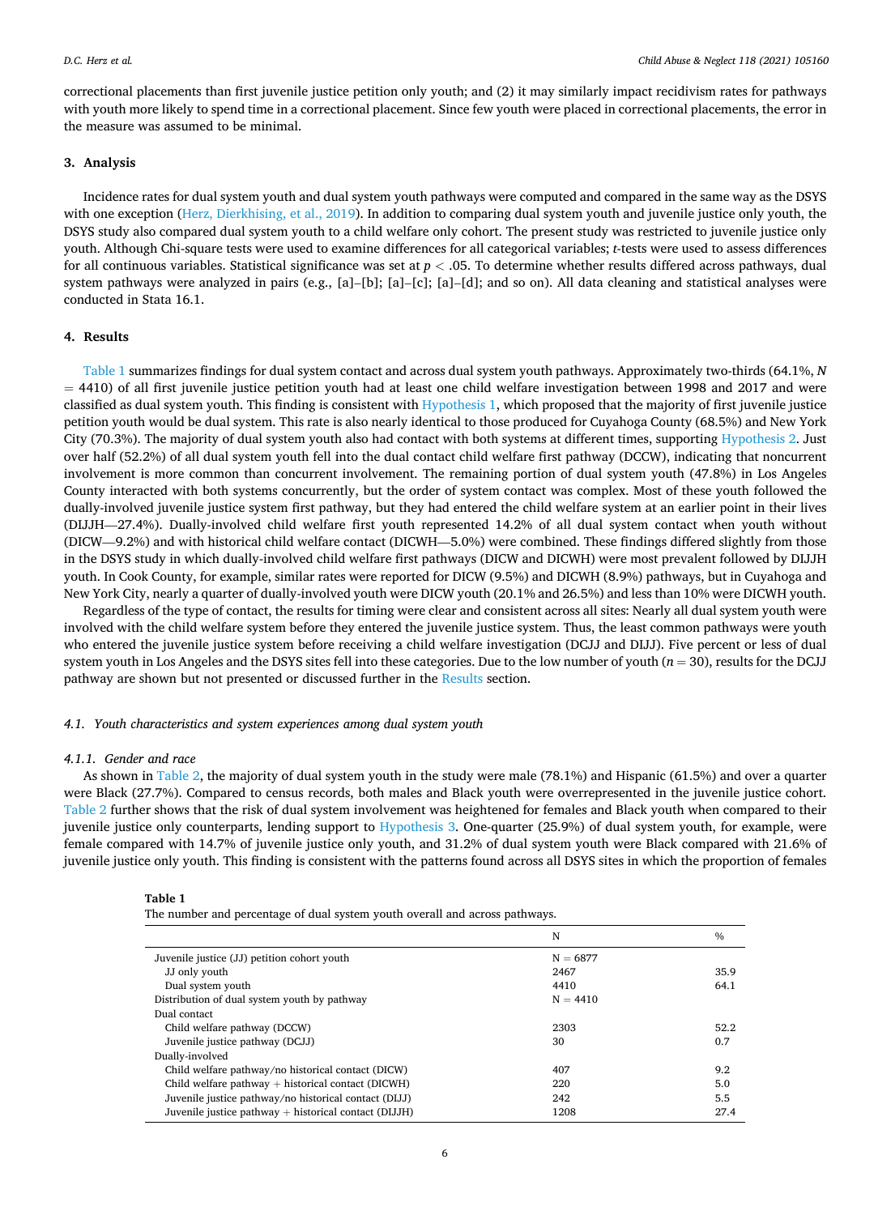correctional placements than first juvenile justice petition only youth; and (2) it may similarly impact recidivism rates for pathways with youth more likely to spend time in a correctional placement. Since few youth were placed in correctional placements, the error in the measure was assumed to be minimal.

## 3. Analysis

Incidence rates for dual system youth and dual system youth pathways were computed and compared in the same way as the DSYS with one exception (Herz, Dierkhising, et al., 2019). In addition to comparing dual system youth and juvenile justice only youth, the DSYS study also compared dual system youth to a child welfare only cohort. The present study was restricted to juvenile justice only youth. Although Chi-square tests were used to examine differences for all categorical variables; *t*-tests were used to assess differences for all continuous variables. Statistical significance was set at $p < .05$. To determine whether results differed across pathways, dual system pathways were analyzed in pairs (e.g., [a]–[b]; [a]–[c]; [a]–[d]; and so on). All data cleaning and statistical analyses were conducted in Stata 16.1.

## 4. Results

Table 1 summarizes findings for dual system contact and across dual system youth pathways. Approximately two-thirds (64.1%, *N* = 4410) of all first juvenile justice petition youth had at least one child welfare investigation between 1998 and 2017 and were classified as dual system youth. This finding is consistent with Hypothesis 1, which proposed that the majority of first juvenile justice petition youth would be dual system. This rate is also nearly identical to those produced for Cuyahoga County (68.5%) and New York City (70.3%). The majority of dual system youth also had contact with both systems at different times, supporting Hypothesis 2. Just over half (52.2%) of all dual system youth fell into the dual contact child welfare first pathway (DCCW), indicating that noncurrent involvement is more common than concurrent involvement. The remaining portion of dual system youth (47.8%) in Los Angeles County interacted with both systems concurrently, but the order of system contact was complex. Most of these youth followed the dually-involved juvenile justice system first pathway, but they had entered the child welfare system at an earlier point in their lives (DIJJH—27.4%). Dually-involved child welfare first youth represented 14.2% of all dual system contact when youth without (DICW—9.2%) and with historical child welfare contact (DICWH—5.0%) were combined. These findings differed slightly from those in the DSYS study in which dually-involved child welfare first pathways (DICW and DICWH) were most prevalent followed by DIJJH youth. In Cook County, for example, similar rates were reported for DICW (9.5%) and DICWH (8.9%) pathways, but in Cuyahoga and New York City, nearly a quarter of dually-involved youth were DICW youth (20.1% and 26.5%) and less than 10% were DICWH youth.

Regardless of the type of contact, the results for timing were clear and consistent across all sites: Nearly all dual system youth were involved with the child welfare system before they entered the juvenile justice system. Thus, the least common pathways were youth who entered the juvenile justice system before receiving a child welfare investigation (DCJJ and DIJJ). Five percent or less of dual system youth in Los Angeles and the DSYS sites fell into these categories. Due to the low number of youth (*n* = 30), results for the DCJJ pathway are shown but not presented or discussed further in the Results section.

### 4.1. Youth characteristics and system experiences among dual system youth

#### 4.1.1. Gender and race

As shown in Table 2, the majority of dual system youth in the study were male (78.1%) and Hispanic (61.5%) and over a quarter were Black (27.7%). Compared to census records, both males and Black youth were overrepresented in the juvenile justice cohort. Table 2 further shows that the risk of dual system involvement was heightened for females and Black youth when compared to their juvenile justice only counterparts, lending support to Hypothesis 3. One-quarter (25.9%) of dual system youth, for example, were female compared with 14.7% of juvenile justice only youth, and 31.2% of dual system youth were Black compared with 21.6% of juvenile justice only youth. This finding is consistent with the patterns found across all DSYS sites in which the proportion of females

**Table 1**
The number and percentage of dual system youth overall and across pathways.

| | N | % |
|---|---|---|
| Juvenile justice (JJ) petition cohort youth | N = 6877 | |
| JJ only youth | 2467 | 35.9 |
| Dual system youth | 4410 | 64.1 |
| Distribution of dual system youth by pathway | N = 4410 | |
| Dual contact | | |
| Child welfare pathway (DCCW) | 2303 | 52.2 |
| Juvenile justice pathway (DCJJ) | 30 | 0.7 |
| Dually-involved | | |
| Child welfare pathway/no historical contact (DICW) | 407 | 9.2 |
| Child welfare pathway + historical contact (DICWH) | 220 | 5.0 |
| Juvenile justice pathway/no historical contact (DIJJ) | 242 | 5.5 |
| Juvenile justice pathway + historical contact (DIJJH) | 1208 | 27.4 |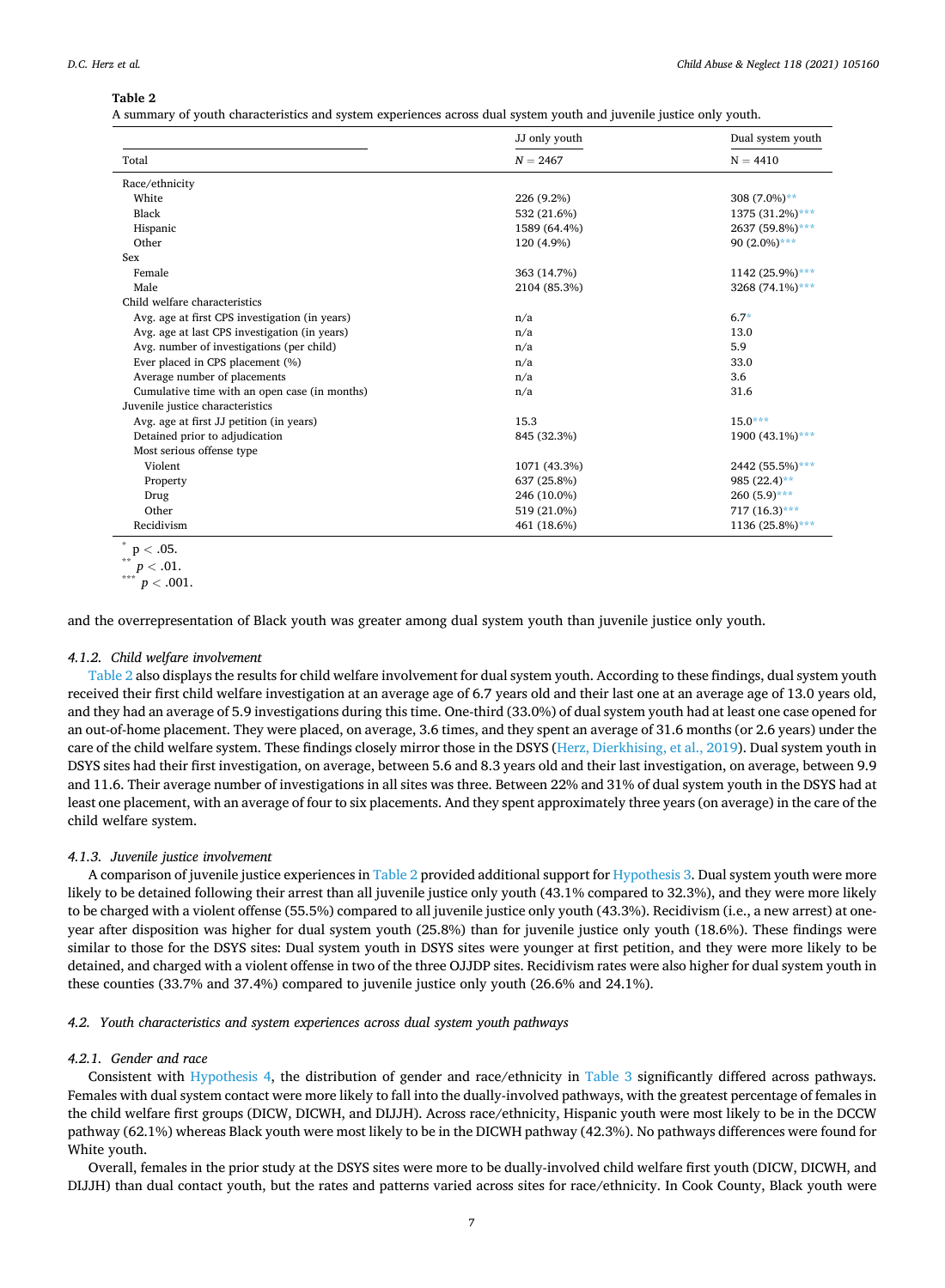**Table 2**
A summary of youth characteristics and system experiences across dual system youth and juvenile justice only youth.

| | JJ only youth | Dual system youth |
|---|---|---|
| Total | N = 2467 | N = 4410 |
| Race/ethnicity | | |
| White | 226 (9.2%) | 308 (7.0%)** |
| Black | 532 (21.6%) | 1375 (31.2%)*** |
| Hispanic | 1589 (64.4%) | 2637 (59.8%)*** |
| Other | 120 (4.9%) | 90 (2.0%)*** |
| Sex | | |
| Female | 363 (14.7%) | 1142 (25.9%)*** |
| Male | 2104 (85.3%) | 3268 (74.1%)*** |
| Child welfare characteristics | | |
| Avg. age at first CPS investigation (in years) | n/a | 6.7* |
| Avg. age at last CPS investigation (in years) | n/a | 13.0 |
| Avg. number of investigations (per child) | n/a | 5.9 |
| Ever placed in CPS placement (%) | n/a | 33.0 |
| Average number of placements | n/a | 3.6 |
| Cumulative time with an open case (in months) | n/a | 31.6 |
| Juvenile justice characteristics | | |
| Avg. age at first JJ petition (in years) | 15.3 | 15.0*** |
| Detained prior to adjudication | 845 (32.3%) | 1900 (43.1%)*** |
| Most serious offense type | | |
| Violent | 1071 (43.3%) | 2442 (55.5%)*** |
| Property | 637 (25.8%) | 985 (22.4)** |
| Drug | 246 (10.0%) | 260 (5.9)*** |
| Other | 519 (21.0%) | 717 (16.3)*** |
| Recidivism | 461 (18.6%) | 1136 (25.8%)*** |

* $p < .05$.
** $p < .01$.
*** $p < .001$.

and the overrepresentation of Black youth was greater among dual system youth than juvenile justice only youth.

#### 4.1.2. Child welfare involvement

Table 2 also displays the results for child welfare involvement for dual system youth. According to these findings, dual system youth received their first child welfare investigation at an average age of 6.7 years old and their last one at an average age of 13.0 years old, and they had an average of 5.9 investigations during this time. One-third (33.0%) of dual system youth had at least one case opened for an out-of-home placement. They were placed, on average, 3.6 times, and they spent an average of 31.6 months (or 2.6 years) under the care of the child welfare system. These findings closely mirror those in the DSYS (Herz, Dierkhising, et al., 2019). Dual system youth in DSYS sites had their first investigation, on average, between 5.6 and 8.3 years old and their last investigation, on average, between 9.9 and 11.6. Their average number of investigations in all sites was three. Between 22% and 31% of dual system youth in the DSYS had at least one placement, with an average of four to six placements. And they spent approximately three years (on average) in the care of the child welfare system.

#### 4.1.3. Juvenile justice involvement

A comparison of juvenile justice experiences in Table 2 provided additional support for Hypothesis 3. Dual system youth were more likely to be detained following their arrest than all juvenile justice only youth (43.1% compared to 32.3%), and they were more likely to be charged with a violent offense (55.5%) compared to all juvenile justice only youth (43.3%). Recidivism (i.e., a new arrest) at one-year after disposition was higher for dual system youth (25.8%) than for juvenile justice only youth (18.6%). These findings were similar to those for the DSYS sites: Dual system youth in DSYS sites were younger at first petition, and they were more likely to be detained, and charged with a violent offense in two of the three OJJDP sites. Recidivism rates were also higher for dual system youth in these counties (33.7% and 37.4%) compared to juvenile justice only youth (26.6% and 24.1%).

### 4.2. Youth characteristics and system experiences across dual system youth pathways

#### 4.2.1. Gender and race

Consistent with Hypothesis 4, the distribution of gender and race/ethnicity in Table 3 significantly differed across pathways. Females with dual system contact were more likely to fall into the dually-involved pathways, with the greatest percentage of females in the child welfare first groups (DICW, DICWH, and DIJJH). Across race/ethnicity, Hispanic youth were most likely to be in the DCCW pathway (62.1%) whereas Black youth were most likely to be in the DICWH pathway (42.3%). No pathways differences were found for White youth.

Overall, females in the prior study at the DSYS sites were more to be dually-involved child welfare first youth (DICW, DICWH, and DIJJH) than dual contact youth, but the rates and patterns varied across sites for race/ethnicity. In Cook County, Black youth were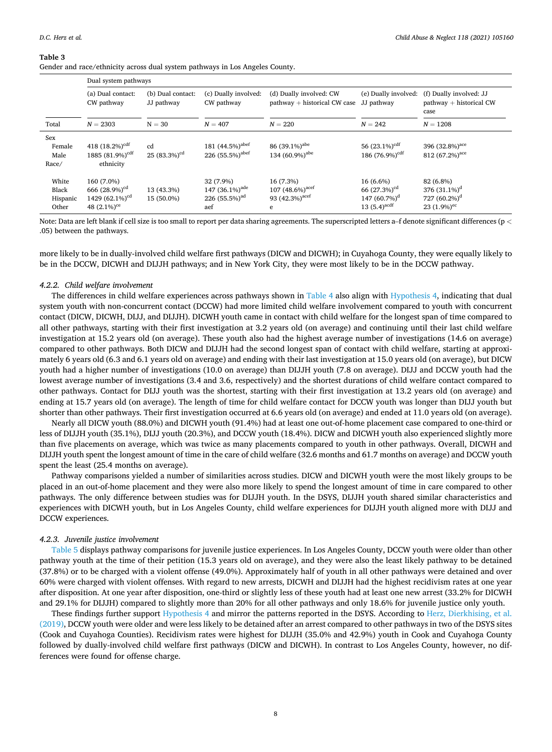**Table 3**
Gender and race/ethnicity across dual system pathways in Los Angeles County.

| | Dual system pathways | | | | | |
|---|---|---|---|---|---|---|
| | (a) Dual contact: CW pathway | (b) Dual contact: JJ pathway | (c) Dually involved: CW pathway | (d) Dually involved: CW pathway + historical CW case | (e) Dually involved: JJ pathway | (f) Dually involved: JJ pathway + historical CW case |
| Total | *N* = 2303 | N = 30 | *N* = 407 | *N* = 220 | *N* = 242 | *N* = 1208 |
| Sex | | | | | | |
| Female | 418 (18.2%)[cdf] | cd | 181 (44.5%)[abef] | 86 (39.1%)[abe] | 56 (23.1%)[cdf] | 396 (32.8%)[ace] |
| Male | 1885 (81.9%)[cdf] | 25 (83.3%)[cd] | 226 (55.5%)[abef] | 134 (60.9%)[abe] | 186 (76.9%)[cdf] | 812 (67.2%)[ace] |
| Race/ethnicity | | | | | | |
| White | 160 (7.0%) | | 32 (7.9%) | 16 (7.3%) | 16 (6.6%) | 82 (6.8%) |
| Black | 666 (28.9%)[cd] | 13 (43.3%) | 147 (36.1%)[ade] | 107 (48.6%)[acef] | 66 (27.3%)[cd] | 376 (31.1%)[d] |
| Hispanic | 1429 (62.1%)[cd] | 15 (50.0%) | 226 (55.5%)[ad] | 93 (42.3%)[acef] | 147 (60.7%)[d] | 727 (60.2%)[d] |
| Other | 48 (2.1%)[ce] | | aef | e | 13 (5.4)[acdf] | 23 (1.9%)[ec] |

Note: Data are left blank if cell size is too small to report per data sharing agreements. The superscripted letters a–f denote significant differences ($p < .05$) between the pathways.

more likely to be in dually-involved child welfare first pathways (DICW and DICWH); in Cuyahoga County, they were equally likely to be in the DCCW, DICWH and DIJJH pathways; and in New York City, they were most likely to be in the DCCW pathway.

#### 4.2.2. Child welfare involvement

The differences in child welfare experiences across pathways shown in Table 4 also align with Hypothesis 4, indicating that dual system youth with non-concurrent contact (DCCW) had more limited child welfare involvement compared to youth with concurrent contact (DICW, DICWH, DIJJ, and DIJJH). DICWH youth came in contact with child welfare for the longest span of time compared to all other pathways, starting with their first investigation at 3.2 years old (on average) and continuing until their last child welfare investigation at 15.2 years old (on average). These youth also had the highest average number of investigations (14.6 on average) compared to other pathways. Both DICW and DIJJH had the second longest span of contact with child welfare, starting at approximately 6 years old (6.3 and 6.1 years old on average) and ending with their last investigation at 15.0 years old (on average), but DICW youth had a higher number of investigations (10.0 on average) than DIJJH youth (7.8 on average). DIJJ and DCCW youth had the lowest average number of investigations (3.4 and 3.6, respectively) and the shortest durations of child welfare contact compared to other pathways. Contact for DIJJ youth was the shortest, starting with their first investigation at 13.2 years old (on average) and ending at 15.7 years old (on average). The length of time for child welfare contact for DCCW youth was longer than DIJJ youth but shorter than other pathways. Their first investigation occurred at 6.6 years old (on average) and ended at 11.0 years old (on average).

Nearly all DICW youth (88.0%) and DICWH youth (91.4%) had at least one out-of-home placement case compared to one-third or less of DIJJH youth (35.1%), DIJJ youth (20.3%), and DCCW youth (18.4%). DICW and DICWH youth also experienced slightly more than five placements on average, which was twice as many placements compared to youth in other pathways. Overall, DICWH and DIJJH youth spent the longest amount of time in the care of child welfare (32.6 months and 61.7 months on average) and DCCW youth spent the least (25.4 months on average).

Pathway comparisons yielded a number of similarities across studies. DICW and DICWH youth were the most likely groups to be placed in an out-of-home placement and they were also more likely to spend the longest amount of time in care compared to other pathways. The only difference between studies was for DIJJH youth. In the DSYS, DIJJH youth shared similar characteristics and experiences with DICWH youth, but in Los Angeles County, child welfare experiences for DIJJH youth aligned more with DIJJ and DCCW experiences.

#### 4.2.3. Juvenile justice involvement

Table 5 displays pathway comparisons for juvenile justice experiences. In Los Angeles County, DCCW youth were older than other pathway youth at the time of their petition (15.3 years old on average), and they were also the least likely pathway to be detained (37.8%) or to be charged with a violent offense (49.0%). Approximately half of youth in all other pathways were detained and over 60% were charged with violent offenses. With regard to new arrests, DICWH and DIJJH had the highest recidivism rates at one year after disposition. At one year after disposition, one-third or slightly less of these youth had at least one new arrest (33.2% for DICWH and 29.1% for DIJJH) compared to slightly more than 20% for all other pathways and only 18.6% for juvenile justice only youth.

These findings further support Hypothesis 4 and mirror the patterns reported in the DSYS. According to Herz, Dierkhising, et al. (2019), DCCW youth were older and were less likely to be detained after an arrest compared to other pathways in two of the DSYS sites (Cook and Cuyahoga Counties). Recidivism rates were highest for DIJJH (35.0% and 42.9%) youth in Cook and Cuyahoga County followed by dually-involved child welfare first pathways (DICW and DICWH). In contrast to Los Angeles County, however, no differences were found for offense charge.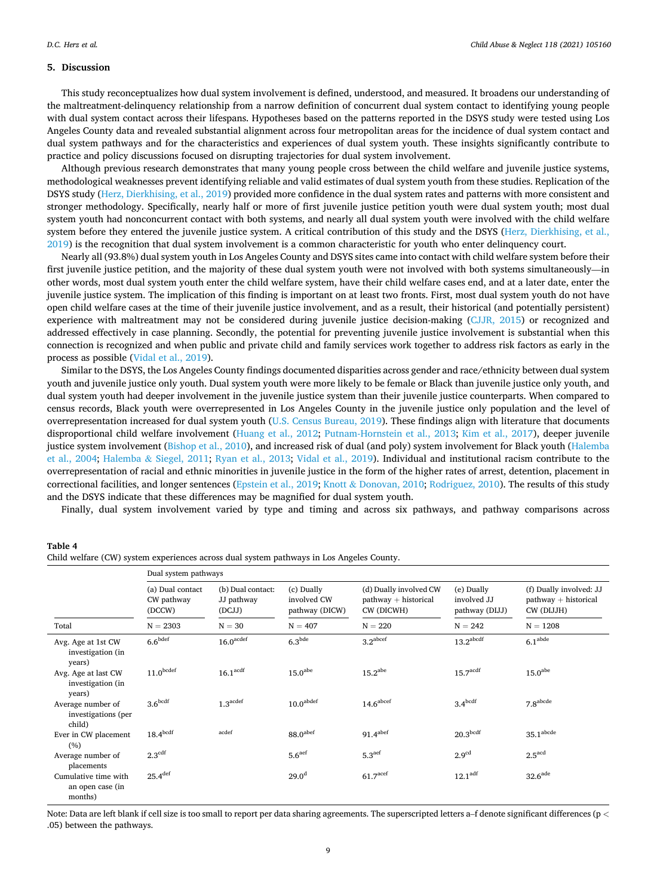## 5. Discussion

This study reconceptualizes how dual system involvement is defined, understood, and measured. It broadens our understanding of the maltreatment-delinquency relationship from a narrow definition of concurrent dual system contact to identifying young people with dual system contact across their lifespans. Hypotheses based on the patterns reported in the DSYS study were tested using Los Angeles County data and revealed substantial alignment across four metropolitan areas for the incidence of dual system contact and dual system pathways and for the characteristics and experiences of dual system youth. These insights significantly contribute to practice and policy discussions focused on disrupting trajectories for dual system involvement.

Although previous research demonstrates that many young people cross between the child welfare and juvenile justice systems, methodological weaknesses prevent identifying reliable and valid estimates of dual system youth from these studies. Replication of the DSYS study (Herz, Dierkhising, et al., 2019) provided more confidence in the dual system rates and patterns with more consistent and stronger methodology. Specifically, nearly half or more of first juvenile justice petition youth were dual system youth; most dual system youth had nonconcurrent contact with both systems, and nearly all dual system youth were involved with the child welfare system before they entered the juvenile justice system. A critical contribution of this study and the DSYS (Herz, Dierkhising, et al., 2019) is the recognition that dual system involvement is a common characteristic for youth who enter delinquency court.

Nearly all (93.8%) dual system youth in Los Angeles County and DSYS sites came into contact with child welfare system before their first juvenile justice petition, and the majority of these dual system youth were not involved with both systems simultaneously—in other words, most dual system youth enter the child welfare system, have their child welfare cases end, and at a later date, enter the juvenile justice system. The implication of this finding is important on at least two fronts. First, most dual system youth do not have open child welfare cases at the time of their juvenile justice involvement, and as a result, their historical (and potentially persistent) experience with maltreatment may not be considered during juvenile justice decision-making (CJJR, 2015) or recognized and addressed effectively in case planning. Secondly, the potential for preventing juvenile justice involvement is substantial when this connection is recognized and when public and private child and family services work together to address risk factors as early in the process as possible (Vidal et al., 2019).

Similar to the DSYS, the Los Angeles County findings documented disparities across gender and race/ethnicity between dual system youth and juvenile justice only youth. Dual system youth were more likely to be female or Black than juvenile justice only youth, and dual system youth had deeper involvement in the juvenile justice system than their juvenile justice counterparts. When compared to census records, Black youth were overrepresented in Los Angeles County in the juvenile justice only population and the level of overrepresentation increased for dual system youth (U.S. Census Bureau, 2019). These findings align with literature that documents disproportional child welfare involvement (Huang et al., 2012; Putnam-Hornstein et al., 2013; Kim et al., 2017), deeper juvenile justice system involvement (Bishop et al., 2010), and increased risk of dual (and poly) system involvement for Black youth (Halemba et al., 2004; Halemba & Siegel, 2011; Ryan et al., 2013; Vidal et al., 2019). Individual and institutional racism contribute to the overrepresentation of racial and ethnic minorities in juvenile justice in the form of the higher rates of arrest, detention, placement in correctional facilities, and longer sentences (Epstein et al., 2019; Knott & Donovan, 2010; Rodriguez, 2010). The results of this study and the DSYS indicate that these differences may be magnified for dual system youth.

Finally, dual system involvement varied by type and timing and across six pathways, and pathway comparisons across

**Table 4**
Child welfare (CW) system experiences across dual system pathways in Los Angeles County.

| | Dual system pathways | | | | | |
|---|---|---|---|---|---|---|
| | (a) Dual contact CW pathway (DCCW) | (b) Dual contact: JJ pathway (DCJJ) | (c) Dually involved CW pathway (DICW) | (d) Dually involved CW pathway + historical CW (DICWH) | (e) Dually involved JJ pathway (DIJJ) | (f) Dually involved: JJ pathway + historical CW (DIJJH) |
| Total | N = 2303 | N = 30 | N = 407 | N = 220 | N = 242 | N = 1208 |
| Avg. Age at 1st CW investigation (in years) | 6.6[bdef] | 16.0[acdef] | 6.3[bde] | 3.2[abcef] | 13.2[abcdf] | 6.1[abde] |
| Avg. Age at last CW investigation (in years) | 11.0[bcdef] | 16.1[acdf] | 15.0[abe] | 15.2[abe] | 15.7[acdf] | 15.0[abe] |
| Average number of investigations (per child) | 3.6[bcdf] | 1.3[acdef] | 10.0[abdef] | 14.6[abcef] | 3.4[bcdf] | 7.8[abcde] |
| Ever in CW placement (%) | 18.4[bcdf] | [acdef] | 88.0[abef] | 91.4[abef] | 20.3[bcdf] | 35.1[abcde] |
| Average number of placements | 2.3[cdf] | | 5.6[aef] | 5.3[aef] | 2.9[cd] | 2.5[acd] |
| Cumulative time with an open case (in months) | 25.4[def] | | 29.0[d] | 61.7[acef] | 12.1[adf] | 32.6[ade] |

Note: Data are left blank if cell size is too small to report per data sharing agreements. The superscripted letters a–f denote significant differences ($p < .05$) between the pathways.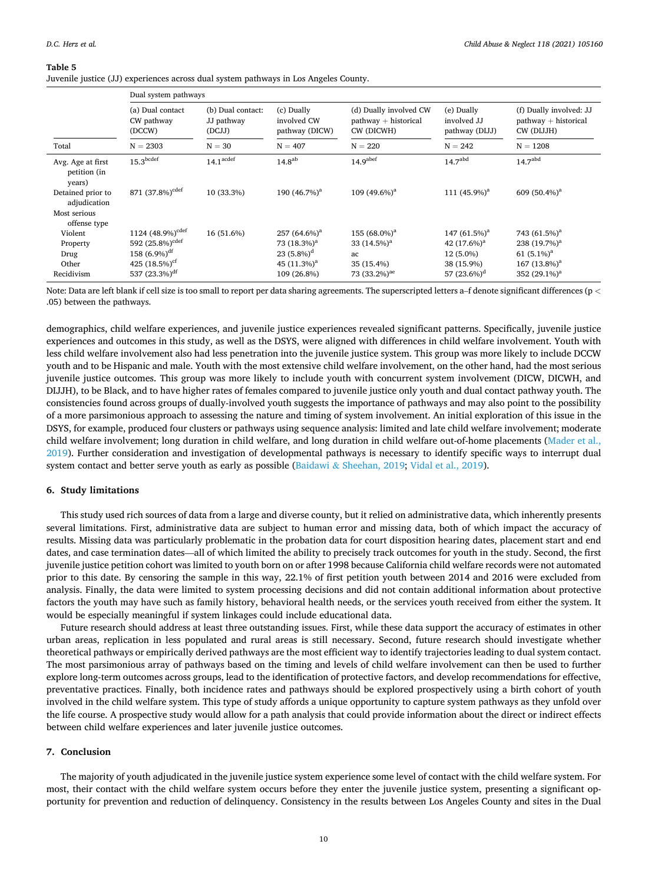**Table 5**
Juvenile justice (JJ) experiences across dual system pathways in Los Angeles County.

| | Dual system pathways | | | | | |
|---|---|---|---|---|---|---|
| | (a) Dual contact CW pathway (DCCW) | (b) Dual contact: JJ pathway (DCJJ) | (c) Dually involved CW pathway (DICW) | (d) Dually involved CW pathway + historical CW (DICWH) | (e) Dually involved JJ pathway (DIJJ) | (f) Dually involved: JJ pathway + historical CW (DIJJH) |
| Total | N = 2303 | N = 30 | N = 407 | N = 220 | N = 242 | N = 1208 |
| Avg. Age at first petition (in years) | 15.3[bcdef] | 14.1[acdef] | 14.8[ab] | 14.9[abef] | 14.7[abd] | 14.7[abd] |
| Detained prior to adjudication | 871 (37.8%)[cdef] | 10 (33.3%) | 190 (46.7%)[a] | 109 (49.6%)[a] | 111 (45.9%)[a] | 609 (50.4%)[a] |
| Most serious offense type | | | | | | |
| Violent | 1124 (48.9%)[cdef] | 16 (51.6%) | 257 (64.6%)[a] | 155 (68.0%)[a] | 147 (61.5%)[a] | 743 (61.5%)[a] |
| Property | 592 (25.8%)[cdef] | | 73 (18.3%)[a] | 33 (14.5%)[a] | 42 (17.6%)[a] | 238 (19.7%)[a] |
| Drug | 158 (6.9%)[df] | | 23 (5.8%)[d] | ac | 12 (5.0%) | 61 (5.1%)[a] |
| Other | 425 (18.5%)[cf] | | 45 (11.3%)[a] | 35 (15.4%) | 38 (15.9%) | 167 (13.8%)[a] |
| Recidivism | 537 (23.3%)[df] | | 109 (26.8%) | 73 (33.2%)[ae] | 57 (23.6%)[d] | 352 (29.1%)[a] |

Note: Data are left blank if cell size is too small to report per data sharing agreements. The superscripted letters a–f denote significant differences ($p < .05$) between the pathways.

demographics, child welfare experiences, and juvenile justice experiences revealed significant patterns. Specifically, juvenile justice experiences and outcomes in this study, as well as the DSYS, were aligned with differences in child welfare involvement. Youth with less child welfare involvement also had less penetration into the juvenile justice system. This group was more likely to include DCCW youth and to be Hispanic and male. Youth with the most extensive child welfare involvement, on the other hand, had the most serious juvenile justice outcomes. This group was more likely to include youth with concurrent system involvement (DICW, DICWH, and DIJJH), to be Black, and to have higher rates of females compared to juvenile justice only youth and dual contact pathway youth. The consistencies found across groups of dually-involved youth suggests the importance of pathways and may also point to the possibility of a more parsimonious approach to assessing the nature and timing of system involvement. An initial exploration of this issue in the DSYS, for example, produced four clusters or pathways using sequence analysis: limited and late child welfare involvement; moderate child welfare involvement; long duration in child welfare, and long duration in child welfare out-of-home placements (Mader et al., 2019). Further consideration and investigation of developmental pathways is necessary to identify specific ways to interrupt dual system contact and better serve youth as early as possible (Baidawi & Sheehan, 2019; Vidal et al., 2019).

## 6. Study limitations

This study used rich sources of data from a large and diverse county, but it relied on administrative data, which inherently presents several limitations. First, administrative data are subject to human error and missing data, both of which impact the accuracy of results. Missing data was particularly problematic in the probation data for court disposition hearing dates, placement start and end dates, and case termination dates—all of which limited the ability to precisely track outcomes for youth in the study. Second, the first juvenile justice petition cohort was limited to youth born on or after 1998 because California child welfare records were not automated prior to this date. By censoring the sample in this way, 22.1% of first petition youth between 2014 and 2016 were excluded from analysis. Finally, the data were limited to system processing decisions and did not contain additional information about protective factors the youth may have such as family history, behavioral health needs, or the services youth received from either the system. It would be especially meaningful if system linkages could include educational data.

Future research should address at least three outstanding issues. First, while these data support the accuracy of estimates in other urban areas, replication in less populated and rural areas is still necessary. Second, future research should investigate whether theoretical pathways or empirically derived pathways are the most efficient way to identify trajectories leading to dual system contact. The most parsimonious array of pathways based on the timing and levels of child welfare involvement can then be used to further explore long-term outcomes across groups, lead to the identification of protective factors, and develop recommendations for effective, preventative practices. Finally, both incidence rates and pathways should be explored prospectively using a birth cohort of youth involved in the child welfare system. This type of study affords a unique opportunity to capture system pathways as they unfold over the life course. A prospective study would allow for a path analysis that could provide information about the direct or indirect effects between child welfare experiences and later juvenile justice outcomes.

## 7. Conclusion

The majority of youth adjudicated in the juvenile justice system experience some level of contact with the child welfare system. For most, their contact with the child welfare system occurs before they enter the juvenile justice system, presenting a significant opportunity for prevention and reduction of delinquency. Consistency in the results between Los Angeles County and sites in the Dual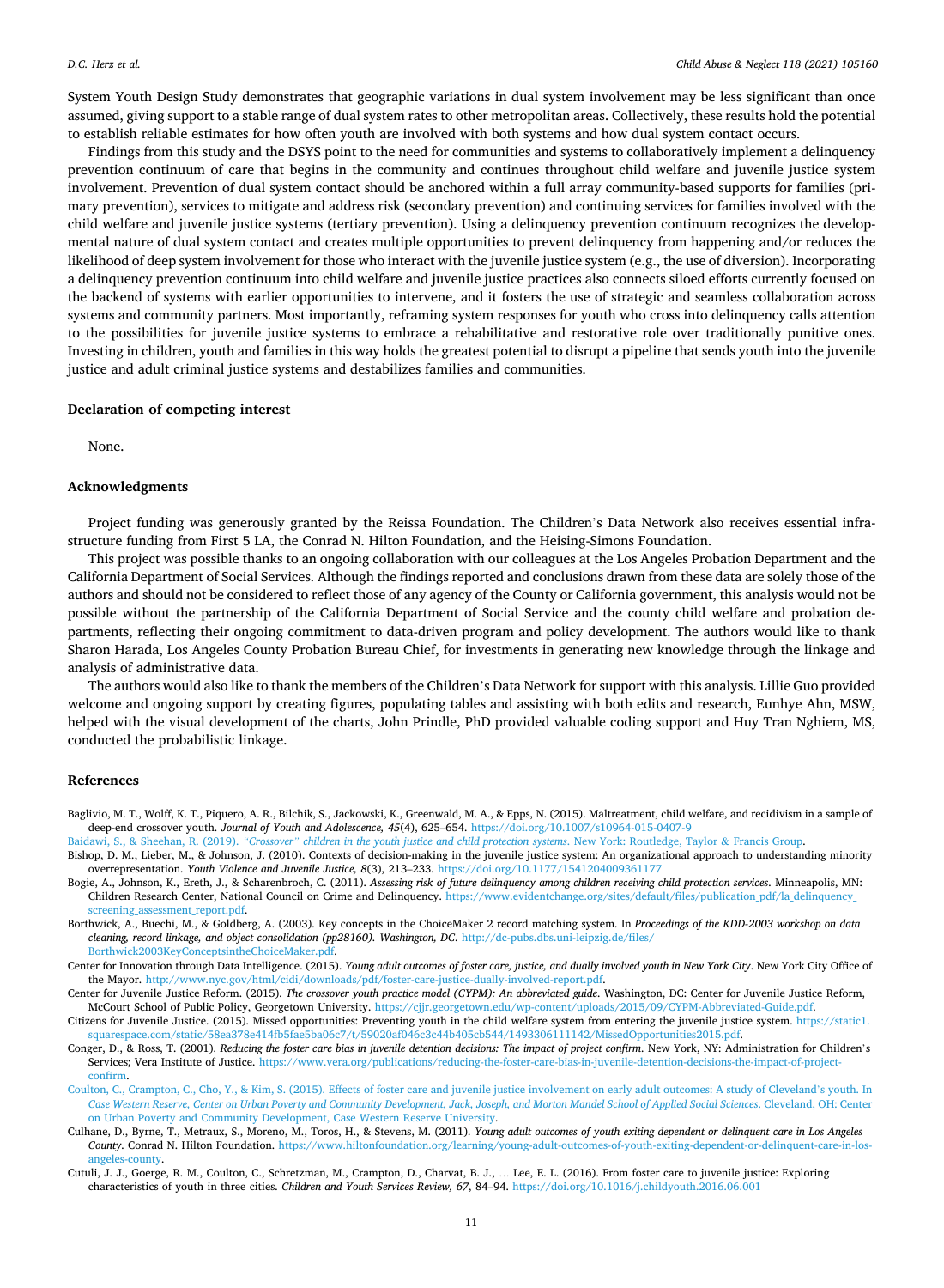System Youth Design Study demonstrates that geographic variations in dual system involvement may be less significant than once assumed, giving support to a stable range of dual system rates to other metropolitan areas. Collectively, these results hold the potential to establish reliable estimates for how often youth are involved with both systems and how dual system contact occurs.

Findings from this study and the DSYS point to the need for communities and systems to collaboratively implement a delinquency prevention continuum of care that begins in the community and continues throughout child welfare and juvenile justice system involvement. Prevention of dual system contact should be anchored within a full array community-based supports for families (primary prevention), services to mitigate and address risk (secondary prevention) and continuing services for families involved with the child welfare and juvenile justice systems (tertiary prevention). Using a delinquency prevention continuum recognizes the developmental nature of dual system contact and creates multiple opportunities to prevent delinquency from happening and/or reduces the likelihood of deep system involvement for those who interact with the juvenile justice system (e.g., the use of diversion). Incorporating a delinquency prevention continuum into child welfare and juvenile justice practices also connects siloed efforts currently focused on the backend of systems with earlier opportunities to intervene, and it fosters the use of strategic and seamless collaboration across systems and community partners. Most importantly, reframing system responses for youth who cross into delinquency calls attention to the possibilities for juvenile justice systems to embrace a rehabilitative and restorative role over traditionally punitive ones. Investing in children, youth and families in this way holds the greatest potential to disrupt a pipeline that sends youth into the juvenile justice and adult criminal justice systems and destabilizes families and communities.

## Declaration of competing interest

None.

## Acknowledgments

Project funding was generously granted by the Reissa Foundation. The Children's Data Network also receives essential infrastructure funding from First 5 LA, the Conrad N. Hilton Foundation, and the Heising-Simons Foundation.

This project was possible thanks to an ongoing collaboration with our colleagues at the Los Angeles Probation Department and the California Department of Social Services. Although the findings reported and conclusions drawn from these data are solely those of the authors and should not be considered to reflect those of any agency of the County or California government, this analysis would not be possible without the partnership of the California Department of Social Service and the county child welfare and probation departments, reflecting their ongoing commitment to data-driven program and policy development. The authors would like to thank Sharon Harada, Los Angeles County Probation Bureau Chief, for investments in generating new knowledge through the linkage and analysis of administrative data.

The authors would also like to thank the members of the Children's Data Network for support with this analysis. Lillie Guo provided welcome and ongoing support by creating figures, populating tables and assisting with both edits and research, Eunhye Ahn, MSW, helped with the visual development of the charts, John Prindle, PhD provided valuable coding support and Huy Tran Nghiem, MS, conducted the probabilistic linkage.

## References

Baglivio, M. T., Wolff, K. T., Piquero, A. R., Bilchik, S., Jackowski, K., Greenwald, M. A., & Epps, N. (2015). Maltreatment, child welfare, and recidivism in a sample of deep-end crossover youth. *Journal of Youth and Adolescence, 45*(4), 625–654. https://doi.org/10.1007/s10964-015-0407-9

Baidawi, S., & Sheehan, R. (2019). *"Crossover" children in the youth justice and child protection systems*. New York: Routledge, Taylor & Francis Group.

Bishop, D. M., Lieber, M., & Johnson, J. (2010). Contexts of decision-making in the juvenile justice system: An organizational approach to understanding minority overrepresentation. *Youth Violence and Juvenile Justice, 8*(3), 213–233. https://doi.org/10.1177/1541204009361177

Bogie, A., Johnson, K., Ereth, J., & Scharenbroch, C. (2011). *Assessing risk of future delinquency among children receiving child protection services*. Minneapolis, MN: Children Research Center, National Council on Crime and Delinquency. https://www.evidentchange.org/sites/default/files/publication_pdf/la_delinquency_screening_assessment_report.pdf.

Borthwick, A., Buechi, M., & Goldberg, A. (2003). Key concepts in the ChoiceMaker 2 record matching system. In *Proceedings of the KDD-2003 workshop on data cleaning, record linkage, and object consolidation (pp28160). Washington, DC*. http://dc-pubs.dbs.uni-leipzig.de/files/Borthwick2003KeyConceptsintheChoiceMaker.pdf.

Center for Innovation through Data Intelligence. (2015). *Young adult outcomes of foster care, justice, and dually involved youth in New York City*. New York City Office of the Mayor. http://www.nyc.gov/html/cidi/downloads/pdf/foster-care-justice-dually-involved-report.pdf.

Center for Juvenile Justice Reform. (2015). *The crossover youth practice model (CYPM): An abbreviated guide*. Washington, DC: Center for Juvenile Justice Reform, McCourt School of Public Policy, Georgetown University. https://cjjr.georgetown.edu/wp-content/uploads/2015/09/CYPM-Abbreviated-Guide.pdf.

Citizens for Juvenile Justice. (2015). Missed opportunities: Preventing youth in the child welfare system from entering the juvenile justice system. https://static1.squarespace.com/static/58ea378e414fb5fae5ba06c7/t/59020af046c3c44b405cb544/1493306111142/MissedOpportunities2015.pdf.

Conger, D., & Ross, T. (2001). *Reducing the foster care bias in juvenile detention decisions: The impact of project confirm*. New York, NY: Administration for Children's Services; Vera Institute of Justice. https://www.vera.org/publications/reducing-the-foster-care-bias-in-juvenile-detention-decisions-the-impact-of-project-confirm.

Coulton, C., Crampton, C., Cho, Y., & Kim, S. (2015). Effects of foster care and juvenile justice involvement on early adult outcomes: A study of Cleveland's youth. In *Case Western Reserve, Center on Urban Poverty and Community Development, Jack, Joseph, and Morton Mandel School of Applied Social Sciences*. Cleveland, OH: Center on Urban Poverty and Community Development, Case Western Reserve University.

Culhane, D., Byrne, T., Metraux, S., Moreno, M., Toros, H., & Stevens, M. (2011). *Young adult outcomes of youth exiting dependent or delinquent care in Los Angeles County*. Conrad N. Hilton Foundation. https://www.hiltonfoundation.org/learning/young-adult-outcomes-of-youth-exiting-dependent-or-delinquent-care-in-los-angeles-county.

Cutuli, J. J., Goerge, R. M., Coulton, C., Schretzman, M., Crampton, D., Charvat, B. J., … Lee, E. L. (2016). From foster care to juvenile justice: Exploring characteristics of youth in three cities. *Children and Youth Services Review, 67*, 84–94. https://doi.org/10.1016/j.childyouth.2016.06.001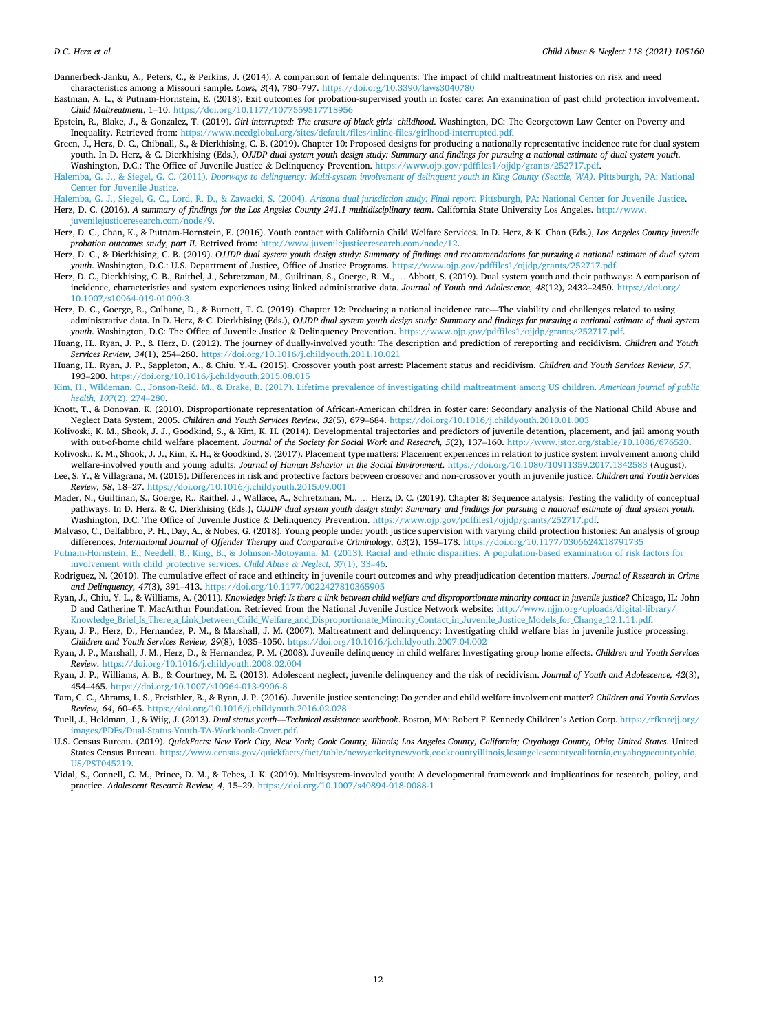Dannerbeck-Janku, A., Peters, C., & Perkins, J. (2014). A comparison of female delinquents: The impact of child maltreatment histories on risk and need characteristics among a Missouri sample. *Laws, 3*(4), 780–797. https://doi.org/10.3390/laws3040780

Eastman, A. L., & Putnam-Hornstein, E. (2018). Exit outcomes for probation-supervised youth in foster care: An examination of past child protection involvement. *Child Maltreatment*, 1–10. https://doi.org/10.1177/1077559517718956

Epstein, R., Blake, J., & Gonzalez, T. (2019). *Girl interrupted: The erasure of black girls' childhood.* Washington, DC: The Georgetown Law Center on Poverty and Inequality. Retrieved from: https://www.nccdglobal.org/sites/default/files/inline-files/girlhood-interrupted.pdf.

Green, J., Herz, D. C., Chibnall, S., & Dierkhising, C. B. (2019). Chapter 10: Proposed designs for producing a nationally representative incidence rate for dual system youth. In D. Herz, & C. Dierkhising (Eds.), *OJJDP dual system youth design study: Summary and findings for pursuing a national estimate of dual system youth.* Washington, D.C.: The Office of Juvenile Justice & Delinquency Prevention. https://www.ojp.gov/pdffiles1/ojjdp/grants/252717.pdf.

Halemba, G. J., & Siegel, G. C. (2011). *Doorways to delinquency: Multi-system involvement of delinquent youth in King County (Seattle, WA)*. Pittsburgh, PA: National Center for Juvenile Justice.

Halemba, G. J., Siegel, G. C., Lord, R. D., & Zawacki, S. (2004). *Arizona dual jurisdiction study: Final report.* Pittsburgh, PA: National Center for Juvenile Justice.

Herz, D. C. (2016). *A summary of findings for the Los Angeles County 241.1 multidisciplinary team.* California State University Los Angeles. http://www.juvenilejusticeresearch.com/node/9.

Herz, D. C., Chan, K., & Putnam-Hornstein, E. (2016). Youth contact with California Child Welfare Services. In D. Herz, & K. Chan (Eds.), *Los Angeles County juvenile probation outcomes study, part II*. Retrived from: http://www.juvenilejusticeresearch.com/node/12.

Herz, D. C., & Dierkhising, C. B. (2019). *OJJDP dual system youth design study: Summary of findings and recommendations for pursuing a national estimate of dual sytem youth.* Washington, D.C.: U.S. Department of Justice, Office of Justice Programs. https://www.ojp.gov/pdffiles1/ojjdp/grants/252717.pdf.

Herz, D. C., Dierkhising, C. B., Raithel, J., Schretzman, M., Guiltinan, S., Goerge, R. M., … Abbott, S. (2019). Dual system youth and their pathways: A comparison of incidence, characteristics and system experiences using linked administrative data. *Journal of Youth and Adolescence, 48*(12), 2432–2450. https://doi.org/10.1007/s10964-019-01090-3

Herz, D. C., Goerge, R., Culhane, D., & Burnett, T. C. (2019). Chapter 12: Producing a national incidence rate—The viability and challenges related to using administrative data. In D. Herz, & C. Dierkhising (Eds.), *OJJDP dual system youth design study: Summary and findings for pursuing a national estimate of dual system youth.* Washington, D.C: The Office of Juvenile Justice & Delinquency Prevention. https://www.ojp.gov/pdffiles1/ojjdp/grants/252717.pdf.

Huang, H., Ryan, J. P., & Herz, D. (2012). The journey of dually-involved youth: The description and prediction of rereporting and recidivism. *Children and Youth Services Review, 34*(1), 254–260. https://doi.org/10.1016/j.childyouth.2011.10.021

Huang, H., Ryan, J. P., Sappleton, A., & Chiu, Y.-L. (2015). Crossover youth post arrest: Placement status and recidivism. *Children and Youth Services Review, 57*, 193–200. https://doi.org/10.1016/j.childyouth.2015.08.015

Kim, H., Wildeman, C., Jonson-Reid, M., & Drake, B. (2017). Lifetime prevalence of investigating child maltreatment among US children. *American journal of public health, 107*(2), 274–280.

Knott, T., & Donovan, K. (2010). Disproportionate representation of African-American children in foster care: Secondary analysis of the National Child Abuse and Neglect Data System, 2005. *Children and Youth Services Review, 32*(5), 679–684. https://doi.org/10.1016/j.childyouth.2010.01.003

Kolivoski, K. M., Shook, J. J., Goodkind, S., & Kim, K. H. (2014). Developmental trajectories and predictors of juvenile detention, placement, and jail among youth with out-of-home child welfare placement. *Journal of the Society for Social Work and Research, 5*(2), 137–160. http://www.jstor.org/stable/10.1086/676520.

Kolivoski, K. M., Shook, J. J., Kim, K. H., & Goodkind, S. (2017). Placement type matters: Placement experiences in relation to justice system involvement among child welfare-involved youth and young adults. *Journal of Human Behavior in the Social Environment.* https://doi.org/10.1080/10911359.2017.1342583 (August).

Lee, S. Y., & Villagrana, M. (2015). Differences in risk and protective factors between crossover and non-crossover youth in juvenile justice. *Children and Youth Services Review, 58*, 18–27. https://doi.org/10.1016/j.childyouth.2015.09.001

Mader, N., Guiltinan, S., Goerge, R., Raithel, J., Wallace, A., Schretzman, M., … Herz, D. C. (2019). Chapter 8: Sequence analysis: Testing the validity of conceptual pathways. In D. Herz, & C. Dierkhising (Eds.), *OJJDP dual system youth design study: Summary and findings for pursuing a national estimate of dual system youth.* Washington, D.C: The Office of Juvenile Justice & Delinquency Prevention. https://www.ojp.gov/pdffiles1/ojjdp/grants/252717.pdf.

Malvaso, C., Delfabbro, P. H., Day, A., & Nobes, G. (2018). Young people under youth justice supervision with varying child protection histories: An analysis of group differences. *International Journal of Offender Therapy and Comparative Criminology, 63*(2), 159–178. https://doi.org/10.1177/0306624X18791735

Putnam-Hornstein, E., Needell, B., King, B., & Johnson-Motoyama, M. (2013). Racial and ethnic disparities: A population-based examination of risk factors for involvement with child protective services. *Child Abuse & Neglect, 37*(1), 33–46.

Rodriguez, N. (2010). The cumulative effect of race and ethnicity in juvenile court outcomes and why preadjudication detention matters. *Journal of Research in Crime and Delinquency, 47*(3), 391–413. https://doi.org/10.1177/0022427810365905

Ryan, J., Chiu, Y. L., & Williams, A. (2011). *Knowledge brief: Is there a link between child welfare and disproportionate minority contact in juvenile justice?* Chicago, IL: John D and Catherine T. MacArthur Foundation. Retrieved from the National Juvenile Justice Network website: http://www.njjn.org/uploads/digital-library/Knowledge_Brief_Is_There_a_Link_between_Child_Welfare_and_Disproportionate_Minority_Contact_in_Juvenile_Justice_Models_for_Change_12.1.11.pdf.

Ryan, J. P., Herz, D., Hernandez, P. M., & Marshall, J. M. (2007). Maltreatment and delinquency: Investigating child welfare bias in juvenile justice processing. *Children and Youth Services Review, 29*(8), 1035–1050. https://doi.org/10.1016/j.childyouth.2007.04.002

Ryan, J. P., Marshall, J. M., Herz, D., & Hernandez, P. M. (2008). Juvenile delinquency in child welfare: Investigating group home effects. *Children and Youth Services Review*. https://doi.org/10.1016/j.childyouth.2008.02.004

Ryan, J. P., Williams, A. B., & Courtney, M. E. (2013). Adolescent neglect, juvenile delinquency and the risk of recidivism. *Journal of Youth and Adolescence, 42*(3), 454–465. https://doi.org/10.1007/s10964-013-9906-8

Tam, C. C., Abrams, L. S., Freisthler, B., & Ryan, J. P. (2016). Juvenile justice sentencing: Do gender and child welfare involvement matter? *Children and Youth Services Review, 64*, 60–65. https://doi.org/10.1016/j.childyouth.2016.02.028

Tuell, J., Heldman, J., & Wiig, J. (2013). *Dual status youth—Technical assistance workbook*. Boston, MA: Robert F. Kennedy Children's Action Corp. https://rfknrcjj.org/images/PDFs/Dual-Status-Youth-TA-Workbook-Cover.pdf.

U.S. Census Bureau. (2019). *QuickFacts: New York City, New York; Cook County, Illinois; Los Angeles County, California; Cuyahoga County, Ohio; United States*. United States Census Bureau. https://www.census.gov/quickfacts/fact/table/newyorkcitynewyork,cookcountyillinois,losangelescountycalifornia,cuyahogacountyohio,US/PST045219.

Vidal, S., Connell, C. M., Prince, D. M., & Tebes, J. K. (2019). Multisystem-invovled youth: A developmental framework and implicatinos for research, policy, and practice. *Adolescent Research Review, 4*, 15–29. https://doi.org/10.1007/s40894-018-0088-1